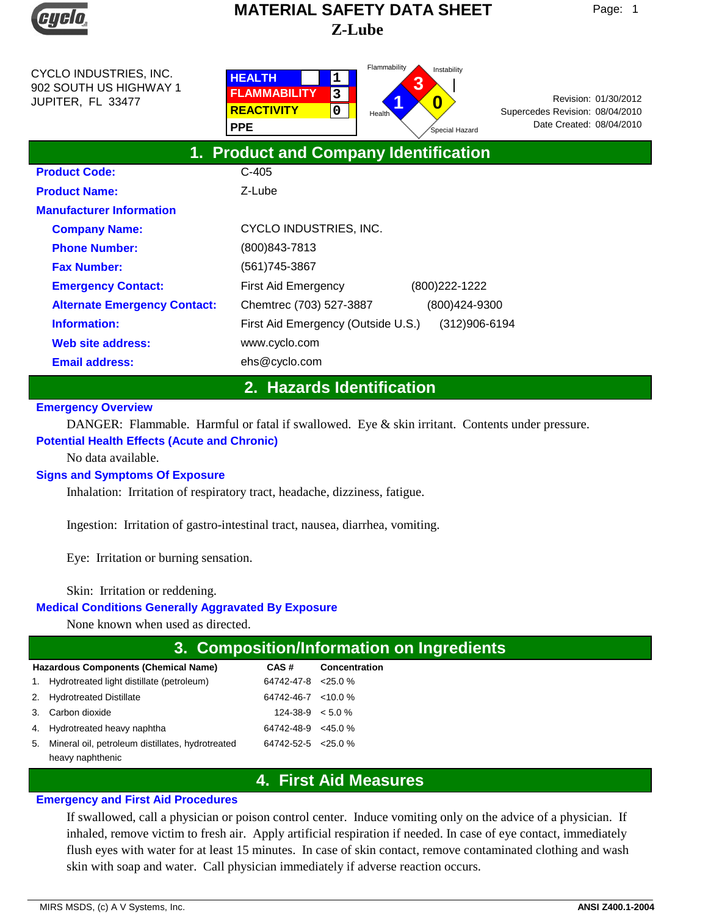# MATERIAL SAFETY DATA SHEET

## Z-Lube

CYCLO INDUSTRIES, INC.
902 SOUTH US HIGHWAY 1
JUPITER, FL 33477

| | |
|---|---|
| HEALTH | 1 |
| FLAMMABILITY | 3 |
| REACTIVITY | 0 |
| PPE | |

Flammability: 3
Instability: 0
Health: 1
Special Hazard:

Revision: 01/30/2012
Supercedes Revision: 08/04/2010
Date Created: 08/04/2010

## 1. Product and Company Identification

**Product Code:** C-405

**Product Name:** Z-Lube

**Manufacturer Information**

**Company Name:** CYCLO INDUSTRIES, INC.

**Phone Number:** (800)843-7813

**Fax Number:** (561)745-3867

**Emergency Contact:** First Aid Emergency (800)222-1222

**Alternate Emergency Contact:** Chemtrec (703) 527-3887 (800)424-9300

**Information:** First Aid Emergency (Outside U.S.) (312)906-6194

**Web site address:** www.cyclo.com

**Email address:** ehs@cyclo.com

## 2. Hazards Identification

**Emergency Overview**

DANGER: Flammable. Harmful or fatal if swallowed. Eye & skin irritant. Contents under pressure.

**Potential Health Effects (Acute and Chronic)**

No data available.

**Signs and Symptoms Of Exposure**

Inhalation: Irritation of respiratory tract, headache, dizziness, fatigue.

Ingestion: Irritation of gastro-intestinal tract, nausea, diarrhea, vomiting.

Eye: Irritation or burning sensation.

Skin: Irritation or reddening.

**Medical Conditions Generally Aggravated By Exposure**

None known when used as directed.

## 3. Composition/Information on Ingredients

| | Hazardous Components (Chemical Name) | CAS # | Concentration |
|---|---|---|---|
| 1. | Hydrotreated light distillate (petroleum) | 64742-47-8 | <25.0 % |
| 2. | Hydrotreated Distillate | 64742-46-7 | <10.0 % |
| 3. | Carbon dioxide | 124-38-9 | < 5.0 % |
| 4. | Hydrotreated heavy naphtha | 64742-48-9 | <45.0 % |
| 5. | Mineral oil, petroleum distillates, hydrotreated heavy naphthenic | 64742-52-5 | <25.0 % |

## 4. First Aid Measures

**Emergency and First Aid Procedures**

If swallowed, call a physician or poison control center. Induce vomiting only on the advice of a physician. If inhaled, remove victim to fresh air. Apply artificial respiration if needed. In case of eye contact, immediately flush eyes with water for at least 15 minutes. In case of skin contact, remove contaminated clothing and wash skin with soap and water. Call physician immediately if adverse reaction occurs.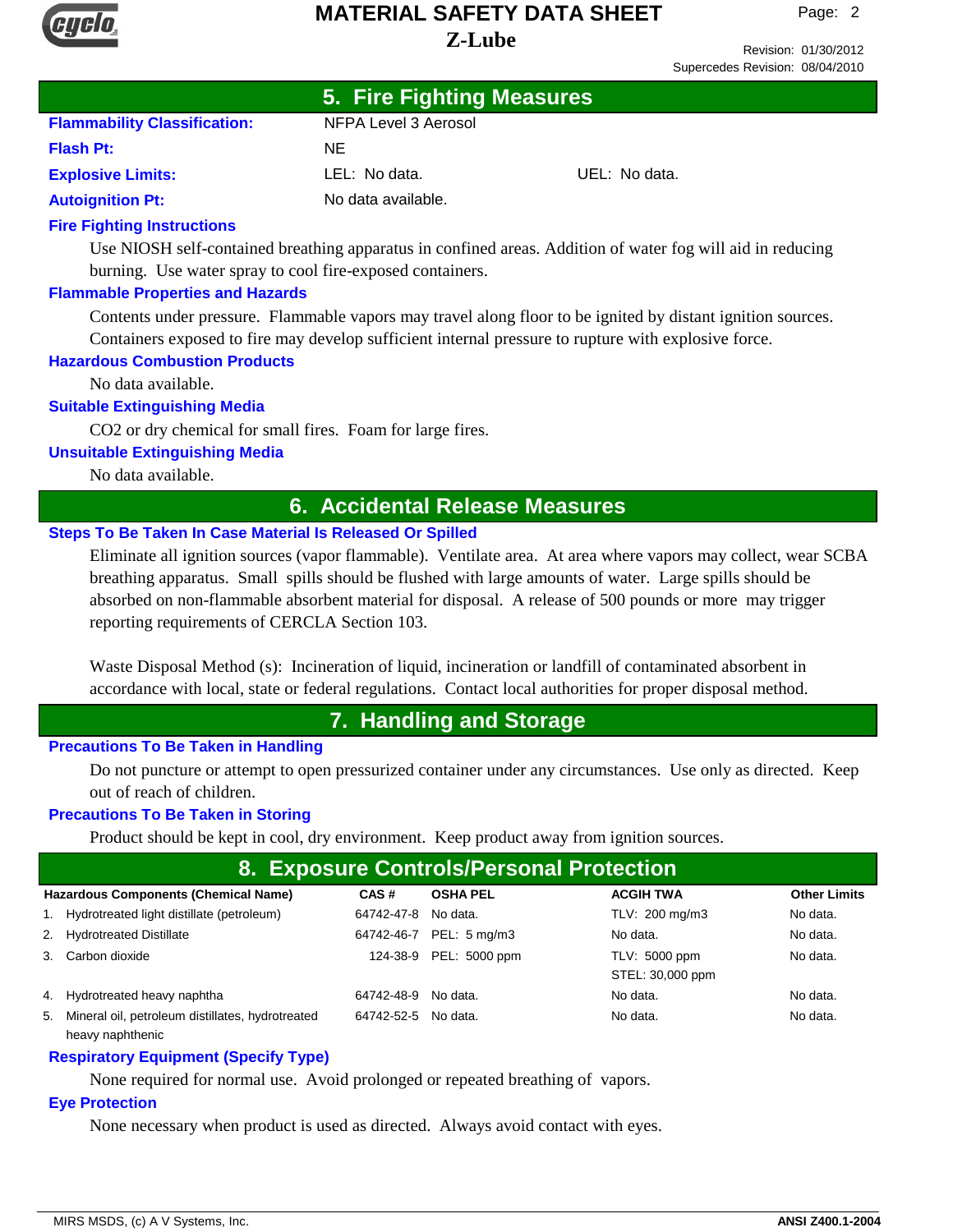## 5. Fire Fighting Measures

**Flammability Classification:** NFPA Level 3 Aerosol

**Flash Pt:** NE

**Explosive Limits:** LEL: No data. UEL: No data.

**Autoignition Pt:** No data available.

### Fire Fighting Instructions

Use NIOSH self-contained breathing apparatus in confined areas. Addition of water fog will aid in reducing burning. Use water spray to cool fire-exposed containers.

### Flammable Properties and Hazards

Contents under pressure. Flammable vapors may travel along floor to be ignited by distant ignition sources. Containers exposed to fire may develop sufficient internal pressure to rupture with explosive force.

### Hazardous Combustion Products

No data available.

### Suitable Extinguishing Media

$CO_2$ or dry chemical for small fires. Foam for large fires.

### Unsuitable Extinguishing Media

No data available.

## 6. Accidental Release Measures

### Steps To Be Taken In Case Material Is Released Or Spilled

Eliminate all ignition sources (vapor flammable). Ventilate area. At area where vapors may collect, wear SCBA breathing apparatus. Small spills should be flushed with large amounts of water. Large spills should be absorbed on non-flammable absorbent material for disposal. A release of 500 pounds or more may trigger reporting requirements of CERCLA Section 103.

Waste Disposal Method (s): Incineration of liquid, incineration or landfill of contaminated absorbent in accordance with local, state or federal regulations. Contact local authorities for proper disposal method.

## 7. Handling and Storage

### Precautions To Be Taken in Handling

Do not puncture or attempt to open pressurized container under any circumstances. Use only as directed. Keep out of reach of children.

### Precautions To Be Taken in Storing

Product should be kept in cool, dry environment. Keep product away from ignition sources.

## 8. Exposure Controls/Personal Protection

| | Hazardous Components (Chemical Name) | CAS # | OSHA PEL | ACGIH TWA | Other Limits |
|---|---|---|---|---|---|
| 1. | Hydrotreated light distillate (petroleum) | 64742-47-8 | No data. | TLV: 200 mg/m3 | No data. |
| 2. | Hydrotreated Distillate | 64742-46-7 | PEL: 5 mg/m3 | No data. | No data. |
| 3. | Carbon dioxide | 124-38-9 | PEL: 5000 ppm | TLV: 5000 ppm STEL: 30,000 ppm | No data. |
| 4. | Hydrotreated heavy naphtha | 64742-48-9 | No data. | No data. | No data. |
| 5. | Mineral oil, petroleum distillates, hydrotreated heavy naphthenic | 64742-52-5 | No data. | No data. | No data. |

### Respiratory Equipment (Specify Type)

None required for normal use. Avoid prolonged or repeated breathing of vapors.

### Eye Protection

None necessary when product is used as directed. Always avoid contact with eyes.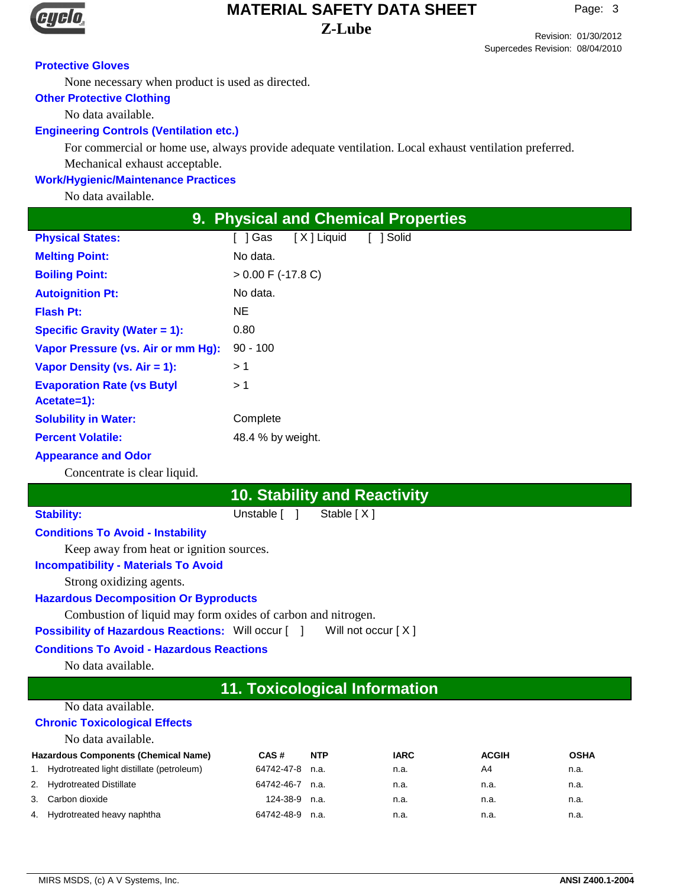### Protective Gloves

None necessary when product is used as directed.

### Other Protective Clothing

No data available.

### Engineering Controls (Ventilation etc.)

For commercial or home use, always provide adequate ventilation. Local exhaust ventilation preferred. Mechanical exhaust acceptable.

### Work/Hygienic/Maintenance Practices

No data available.

## 9. Physical and Chemical Properties

| Property | Value |
|---|---|
| **Physical States:** | [ ] Gas [ X ] Liquid [ ] Solid |
| **Melting Point:** | No data. |
| **Boiling Point:** | > 0.00 F (-17.8 C) |
| **Autoignition Pt:** | No data. |
| **Flash Pt:** | NE |
| **Specific Gravity (Water = 1):** | 0.80 |
| **Vapor Pressure (vs. Air or mm Hg):** | 90 - 100 |
| **Vapor Density (vs. Air = 1):** | > 1 |
| **Evaporation Rate (vs Butyl Acetate=1):** | > 1 |
| **Solubility in Water:** | Complete |
| **Percent Volatile:** | 48.4 % by weight. |

### Appearance and Odor

Concentrate is clear liquid.

## 10. Stability and Reactivity

**Stability:** Unstable [ ] Stable [ X ]

### Conditions To Avoid - Instability

Keep away from heat or ignition sources.

### Incompatibility - Materials To Avoid

Strong oxidizing agents.

### Hazardous Decomposition Or Byproducts

Combustion of liquid may form oxides of carbon and nitrogen.

**Possibility of Hazardous Reactions:** Will occur [ ] Will not occur [ X ]

### Conditions To Avoid - Hazardous Reactions

No data available.

## 11. Toxicological Information

No data available.

### Chronic Toxicological Effects

No data available.

| Hazardous Components (Chemical Name) | CAS # | NTP | IARC | ACGIH | OSHA |
|---|---|---|---|---|---|
| 1. Hydrotreated light distillate (petroleum) | 64742-47-8 | n.a. | n.a. | A4 | n.a. |
| 2. Hydrotreated Distillate | 64742-46-7 | n.a. | n.a. | n.a. | n.a. |
| 3. Carbon dioxide | 124-38-9 | n.a. | n.a. | n.a. | n.a. |
| 4. Hydrotreated heavy naphtha | 64742-48-9 | n.a. | n.a. | n.a. | n.a. |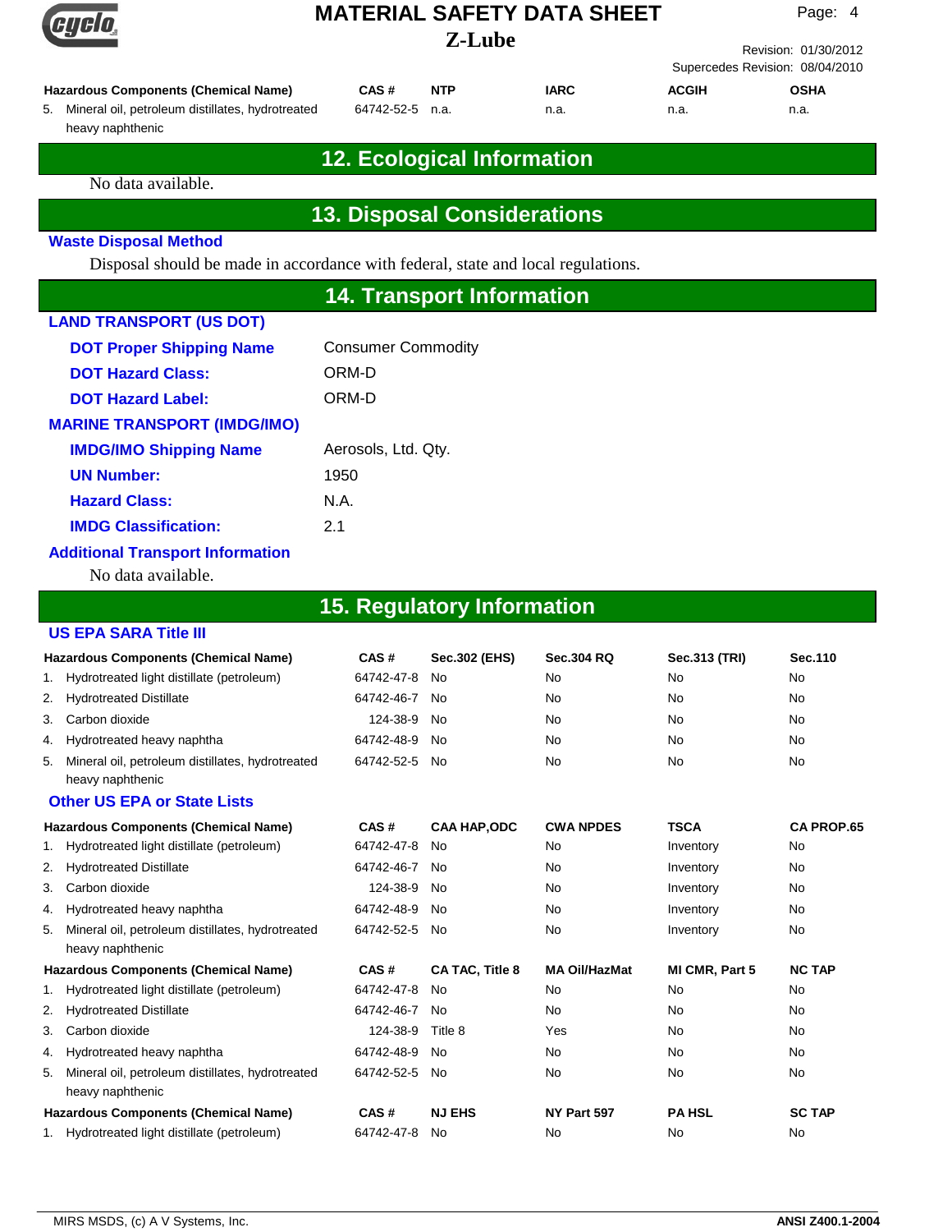| Hazardous Components (Chemical Name) | CAS # | NTP | IARC | ACGIH | OSHA |
|---|---|---|---|---|---|
| 5. Mineral oil, petroleum distillates, hydrotreated heavy naphthenic | 64742-52-5 | n.a. | n.a. | n.a. | n.a. |

## 12. Ecological Information

No data available.

## 13. Disposal Considerations

### Waste Disposal Method

Disposal should be made in accordance with federal, state and local regulations.

## 14. Transport Information

### LAND TRANSPORT (US DOT)

**DOT Proper Shipping Name** Consumer Commodity

**DOT Hazard Class:** ORM-D

**DOT Hazard Label:** ORM-D

### MARINE TRANSPORT (IMDG/IMO)

**IMDG/IMO Shipping Name** Aerosols, Ltd. Qty.

**UN Number:** 1950

**Hazard Class:** N.A.

**IMDG Classification:** 2.1

### Additional Transport Information

No data available.

## 15. Regulatory Information

### US EPA SARA Title III

| Hazardous Components (Chemical Name) | CAS # | Sec.302 (EHS) | Sec.304 RQ | Sec.313 (TRI) | Sec.110 |
|---|---|---|---|---|---|
| 1. Hydrotreated light distillate (petroleum) | 64742-47-8 | No | No | No | No |
| 2. Hydrotreated Distillate | 64742-46-7 | No | No | No | No |
| 3. Carbon dioxide | 124-38-9 | No | No | No | No |
| 4. Hydrotreated heavy naphtha | 64742-48-9 | No | No | No | No |
| 5. Mineral oil, petroleum distillates, hydrotreated heavy naphthenic | 64742-52-5 | No | No | No | No |

### Other US EPA or State Lists

| Hazardous Components (Chemical Name) | CAS # | CAA HAP,ODC | CWA NPDES | TSCA | CA PROP.65 |
|---|---|---|---|---|---|
| 1. Hydrotreated light distillate (petroleum) | 64742-47-8 | No | No | Inventory | No |
| 2. Hydrotreated Distillate | 64742-46-7 | No | No | Inventory | No |
| 3. Carbon dioxide | 124-38-9 | No | No | Inventory | No |
| 4. Hydrotreated heavy naphtha | 64742-48-9 | No | No | Inventory | No |
| 5. Mineral oil, petroleum distillates, hydrotreated heavy naphthenic | 64742-52-5 | No | No | Inventory | No |

| Hazardous Components (Chemical Name) | CAS # | CA TAC, Title 8 | MA Oil/HazMat | MI CMR, Part 5 | NC TAP |
|---|---|---|---|---|---|
| 1. Hydrotreated light distillate (petroleum) | 64742-47-8 | No | No | No | No |
| 2. Hydrotreated Distillate | 64742-46-7 | No | No | No | No |
| 3. Carbon dioxide | 124-38-9 | Title 8 | Yes | No | No |
| 4. Hydrotreated heavy naphtha | 64742-48-9 | No | No | No | No |
| 5. Mineral oil, petroleum distillates, hydrotreated heavy naphthenic | 64742-52-5 | No | No | No | No |

| Hazardous Components (Chemical Name) | CAS # | NJ EHS | NY Part 597 | PA HSL | SC TAP |
|---|---|---|---|---|---|
| 1. Hydrotreated light distillate (petroleum) | 64742-47-8 | No | No | No | No |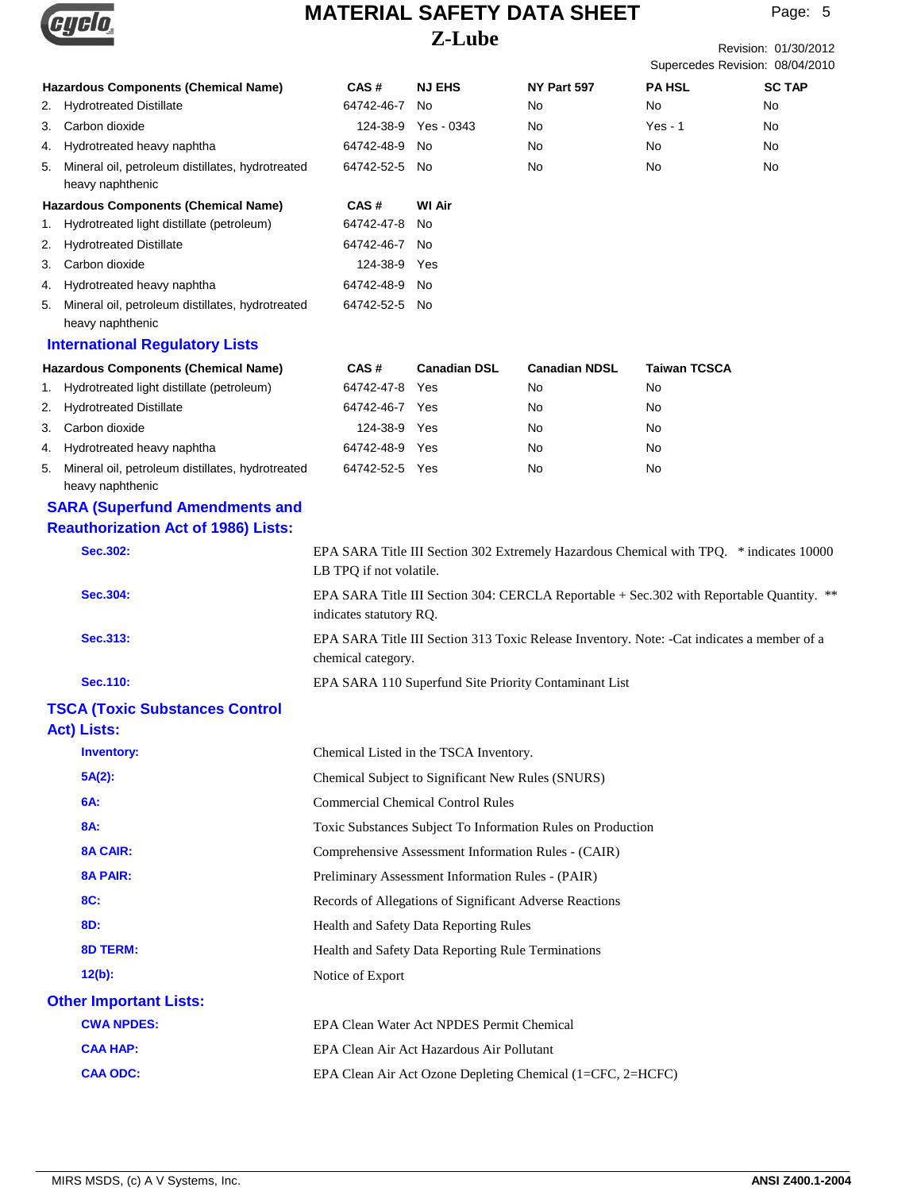# MATERIAL SAFETY DATA SHEET

## Z-Lube

Revision: 01/30/2012
Supersedes Revision: 08/04/2010

| Hazardous Components (Chemical Name) | CAS # | NJ EHS | NY Part 597 | PA HSL | SC TAP |
|---|---|---|---|---|---|
| 2. Hydrotreated Distillate | 64742-46-7 | No | No | No | No |
| 3. Carbon dioxide | 124-38-9 | Yes - 0343 | No | Yes - 1 | No |
| 4. Hydrotreated heavy naphtha | 64742-48-9 | No | No | No | No |
| 5. Mineral oil, petroleum distillates, hydrotreated heavy naphthenic | 64742-52-5 | No | No | No | No |

| Hazardous Components (Chemical Name) | CAS # | WI Air |
|---|---|---|
| 1. Hydrotreated light distillate (petroleum) | 64742-47-8 | No |
| 2. Hydrotreated Distillate | 64742-46-7 | No |
| 3. Carbon dioxide | 124-38-9 | Yes |
| 4. Hydrotreated heavy naphtha | 64742-48-9 | No |
| 5. Mineral oil, petroleum distillates, hydrotreated heavy naphthenic | 64742-52-5 | No |

### International Regulatory Lists

| Hazardous Components (Chemical Name) | CAS # | Canadian DSL | Canadian NDSL | Taiwan TCSCA |
|---|---|---|---|---|
| 1. Hydrotreated light distillate (petroleum) | 64742-47-8 | Yes | No | No |
| 2. Hydrotreated Distillate | 64742-46-7 | Yes | No | No |
| 3. Carbon dioxide | 124-38-9 | Yes | No | No |
| 4. Hydrotreated heavy naphtha | 64742-48-9 | Yes | No | No |
| 5. Mineral oil, petroleum distillates, hydrotreated heavy naphthenic | 64742-52-5 | Yes | No | No |

### SARA (Superfund Amendments and Reauthorization Act of 1986) Lists:

**Sec.302:** EPA SARA Title III Section 302 Extremely Hazardous Chemical with TPQ. * indicates 10000 LB TPQ if not volatile.

**Sec.304:** EPA SARA Title III Section 304: CERCLA Reportable + Sec.302 with Reportable Quantity. ** indicates statutory RQ.

**Sec.313:** EPA SARA Title III Section 313 Toxic Release Inventory. Note: -Cat indicates a member of a chemical category.

**Sec.110:** EPA SARA 110 Superfund Site Priority Contaminant List

### TSCA (Toxic Substances Control Act) Lists:

**Inventory:** Chemical Listed in the TSCA Inventory.

**5A(2):** Chemical Subject to Significant New Rules (SNURS)

**6A:** Commercial Chemical Control Rules

**8A:** Toxic Substances Subject To Information Rules on Production

**8A CAIR:** Comprehensive Assessment Information Rules - (CAIR)

**8A PAIR:** Preliminary Assessment Information Rules - (PAIR)

**8C:** Records of Allegations of Significant Adverse Reactions

**8D:** Health and Safety Data Reporting Rules

**8D TERM:** Health and Safety Data Reporting Rule Terminations

**12(b):** Notice of Export

### Other Important Lists:

**CWA NPDES:** EPA Clean Water Act NPDES Permit Chemical

**CAA HAP:** EPA Clean Air Act Hazardous Air Pollutant

**CAA ODC:** EPA Clean Air Act Ozone Depleting Chemical (1=CFC, 2=HCFC)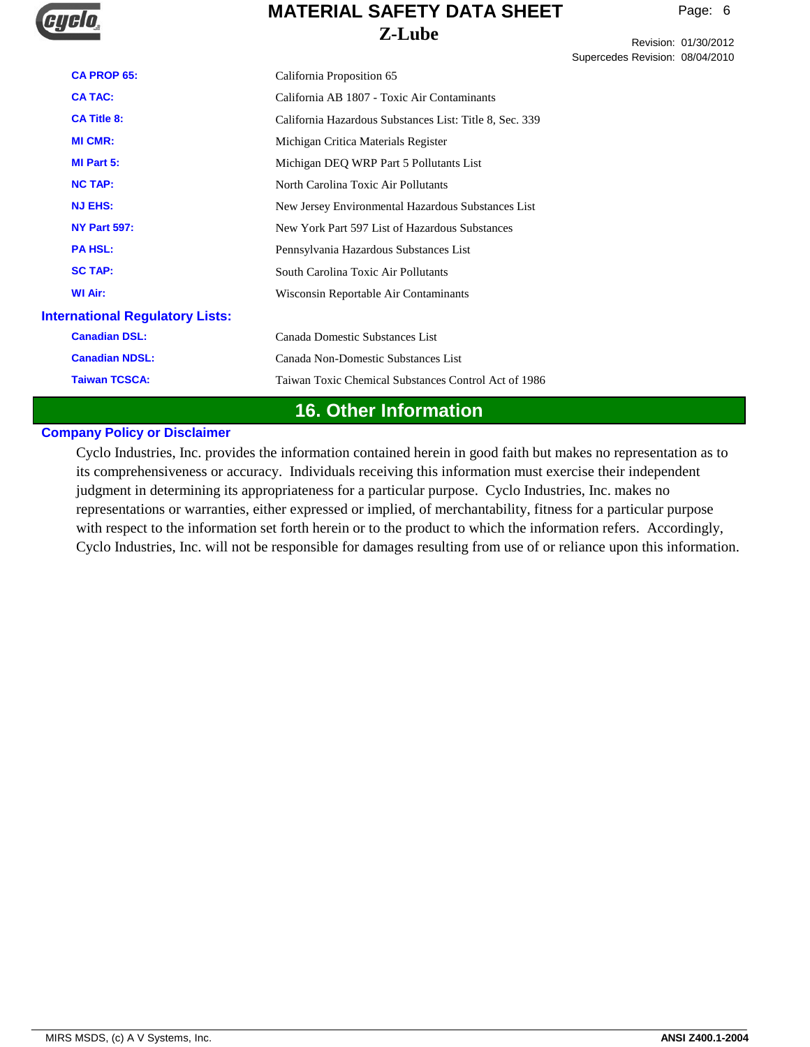| | |
|---|---|
| **CA PROP 65:** | California Proposition 65 |
| **CA TAC:** | California AB 1807 - Toxic Air Contaminants |
| **CA Title 8:** | California Hazardous Substances List: Title 8, Sec. 339 |
| **MI CMR:** | Michigan Critica Materials Register |
| **MI Part 5:** | Michigan DEQ WRP Part 5 Pollutants List |
| **NC TAP:** | North Carolina Toxic Air Pollutants |
| **NJ EHS:** | New Jersey Environmental Hazardous Substances List |
| **NY Part 597:** | New York Part 597 List of Hazardous Substances |
| **PA HSL:** | Pennsylvania Hazardous Substances List |
| **SC TAP:** | South Carolina Toxic Air Pollutants |
| **WI Air:** | Wisconsin Reportable Air Contaminants |

### International Regulatory Lists:

| | |
|---|---|
| **Canadian DSL:** | Canada Domestic Substances List |
| **Canadian NDSL:** | Canada Non-Domestic Substances List |
| **Taiwan TCSCA:** | Taiwan Toxic Chemical Substances Control Act of 1986 |

## 16. Other Information

### Company Policy or Disclaimer

Cyclo Industries, Inc. provides the information contained herein in good faith but makes no representation as to its comprehensiveness or accuracy. Individuals receiving this information must exercise their independent judgment in determining its appropriateness for a particular purpose. Cyclo Industries, Inc. makes no representations or warranties, either expressed or implied, of merchantability, fitness for a particular purpose with respect to the information set forth herein or to the product to which the information refers. Accordingly, Cyclo Industries, Inc. will not be responsible for damages resulting from use of or reliance upon this information.